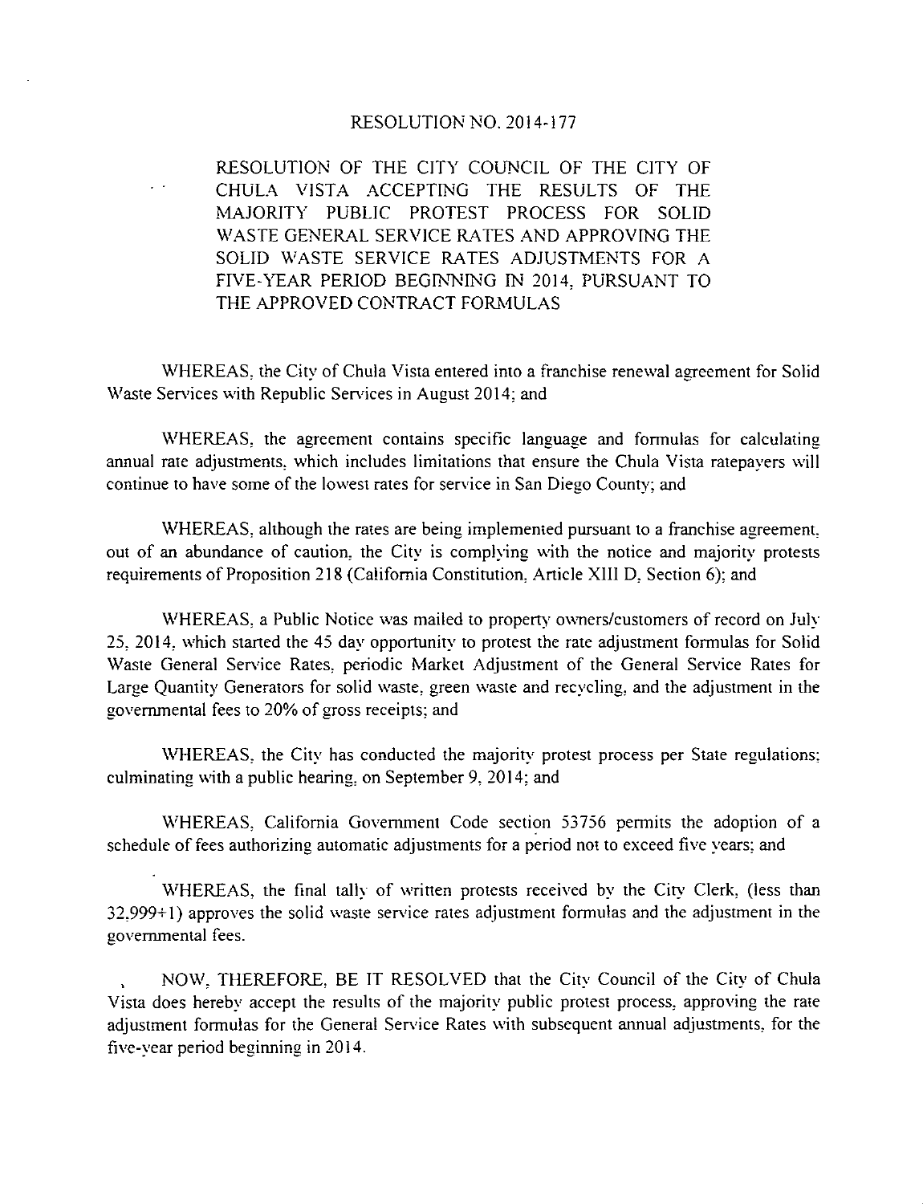# RESOLUTION NO. 2014-177

**RESOLUTION OF THE CITY COUNCIL OF THE CITY OF CHULA VISTA ACCEPTING THE RESULTS OF THE MAJORITY PUBLIC PROTEST PROCESS FOR SOLID WASTE GENERAL SERVICE RATES AND APPROVING THE SOLID WASTE SERVICE RATES ADJUSTMENTS FOR A FIVE-YEAR PERIOD BEGINNING IN 2014, PURSUANT TO THE APPROVED CONTRACT FORMULAS**

WHEREAS, the City of Chula Vista entered into a franchise renewal agreement for Solid Waste Services with Republic Services in August 2014; and

WHEREAS, the agreement contains specific language and formulas for calculating annual rate adjustments, which includes limitations that ensure the Chula Vista ratepayers will continue to have some of the lowest rates for service in San Diego County; and

WHEREAS, although the rates are being implemented pursuant to a franchise agreement, out of an abundance of caution, the City is complying with the notice and majority protests requirements of Proposition 218 (California Constitution, Article XIII D, Section 6); and

WHEREAS, a Public Notice was mailed to property owners/customers of record on July 25, 2014, which started the 45 day opportunity to protest the rate adjustment formulas for Solid Waste General Service Rates, periodic Market Adjustment of the General Service Rates for Large Quantity Generators for solid waste, green waste and recycling, and the adjustment in the governmental fees to 20% of gross receipts; and

WHEREAS, the City has conducted the majority protest process per State regulations; culminating with a public hearing, on September 9, 2014; and

WHEREAS, California Government Code section 53756 permits the adoption of a schedule of fees authorizing automatic adjustments for a period not to exceed five years; and

WHEREAS, the final tally of written protests received by the City Clerk, (less than 32,999+1) approves the solid waste service rates adjustment formulas and the adjustment in the governmental fees.

NOW, THEREFORE, BE IT RESOLVED that the City Council of the City of Chula Vista does hereby accept the results of the majority public protest process, approving the rate adjustment formulas for the General Service Rates with subsequent annual adjustments, for the five-year period beginning in 2014.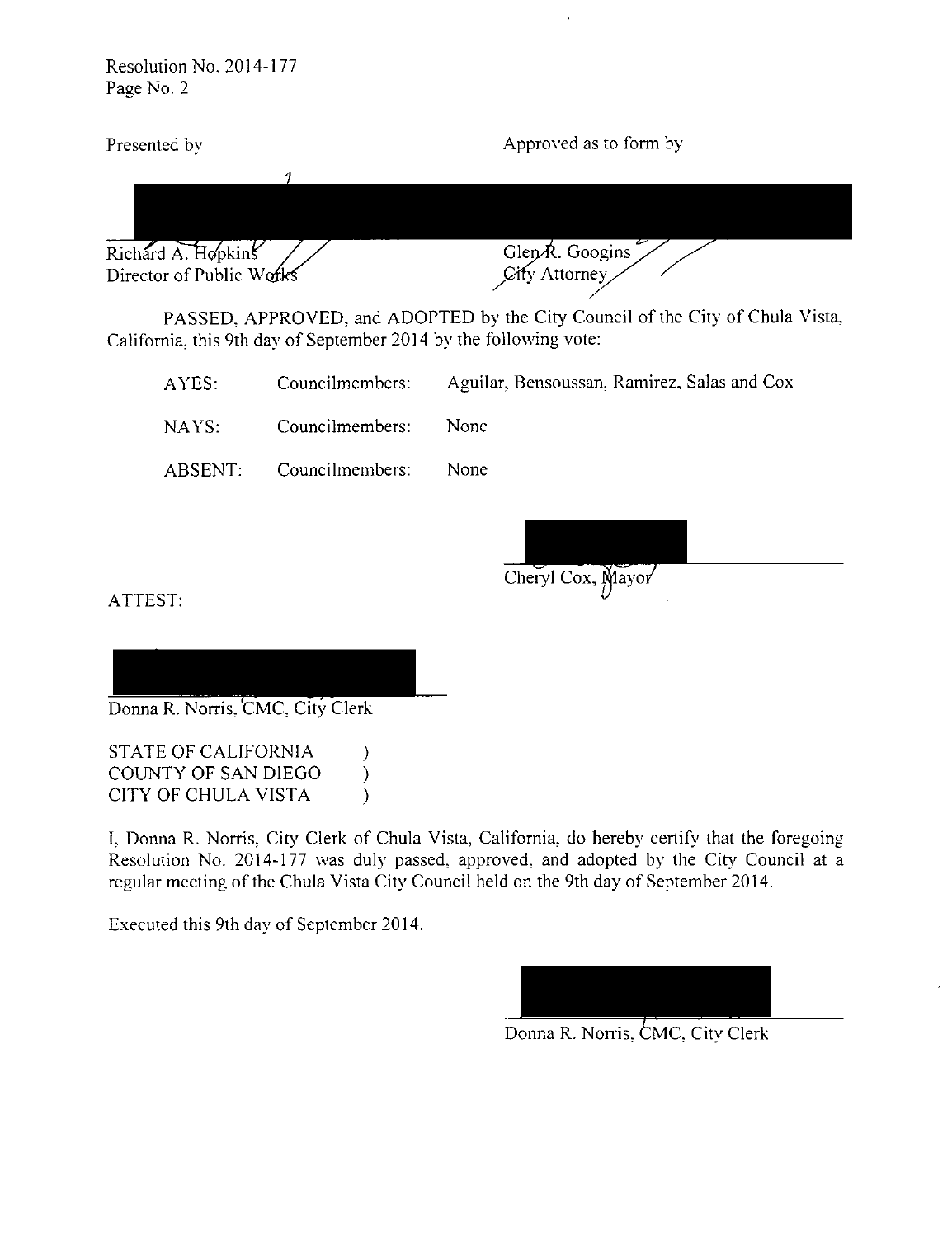Resolution No. 2014-177
Page No. 2

| Presented by | Approved as to form by |
| --- | --- |
| Richard A. Hopkins<br>Director of Public Works | Glen R. Googins<br>City Attorney |

PASSED, APPROVED, and ADOPTED by the City Council of the City of Chula Vista, California, this 9th day of September 2014 by the following vote:

| | | |
| --- | --- | --- |
| AYES: | Councilmembers: | Aguilar, Bensoussan, Ramirez, Salas and Cox |
| NAYS: | Councilmembers: | None |
| ABSENT: | Councilmembers: | None |

Cheryl Cox, Mayor

ATTEST:

Donna R. Norris, CMC, City Clerk

STATE OF CALIFORNIA )
COUNTY OF SAN DIEGO )
CITY OF CHULA VISTA )

I, Donna R. Norris, City Clerk of Chula Vista, California, do hereby certify that the foregoing Resolution No. 2014-177 was duly passed, approved, and adopted by the City Council at a regular meeting of the Chula Vista City Council held on the 9th day of September 2014.

Executed this 9th day of September 2014.

Donna R. Norris, CMC, City Clerk